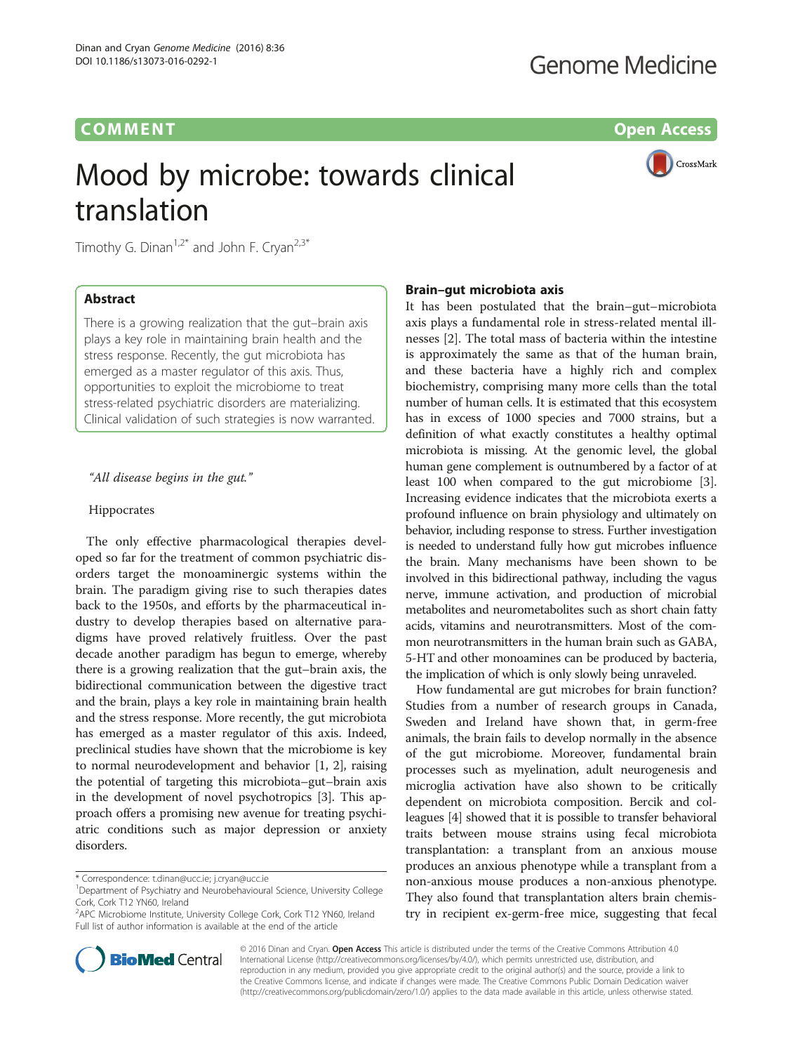**COMMENT** **Open Access**

# Mood by microbe: towards clinical translation

Timothy G. Dinan[1,2*] and John F. Cryan[2,3*]

## Abstract

There is a growing realization that the gut–brain axis plays a key role in maintaining brain health and the stress response. Recently, the gut microbiota has emerged as a master regulator of this axis. Thus, opportunities to exploit the microbiome to treat stress-related psychiatric disorders are materializing. Clinical validation of such strategies is now warranted.

*"All disease begins in the gut."*

Hippocrates

The only effective pharmacological therapies developed so far for the treatment of common psychiatric disorders target the monoaminergic systems within the brain. The paradigm giving rise to such therapies dates back to the 1950s, and efforts by the pharmaceutical industry to develop therapies based on alternative paradigms have proved relatively fruitless. Over the past decade another paradigm has begun to emerge, whereby there is a growing realization that the gut–brain axis, the bidirectional communication between the digestive tract and the brain, plays a key role in maintaining brain health and the stress response. More recently, the gut microbiota has emerged as a master regulator of this axis. Indeed, preclinical studies have shown that the microbiome is key to normal neurodevelopment and behavior [1, 2], raising the potential of targeting this microbiota–gut–brain axis in the development of novel psychotropics [3]. This approach offers a promising new avenue for treating psychiatric conditions such as major depression or anxiety disorders.

## Brain–gut microbiota axis

It has been postulated that the brain–gut–microbiota axis plays a fundamental role in stress-related mental illnesses [2]. The total mass of bacteria within the intestine is approximately the same as that of the human brain, and these bacteria have a highly rich and complex biochemistry, comprising many more cells than the total number of human cells. It is estimated that this ecosystem has in excess of 1000 species and 7000 strains, but a definition of what exactly constitutes a healthy optimal microbiota is missing. At the genomic level, the global human gene complement is outnumbered by a factor of at least 100 when compared to the gut microbiome [3]. Increasing evidence indicates that the microbiota exerts a profound influence on brain physiology and ultimately on behavior, including response to stress. Further investigation is needed to understand fully how gut microbes influence the brain. Many mechanisms have been shown to be involved in this bidirectional pathway, including the vagus nerve, immune activation, and production of microbial metabolites and neurometabolites such as short chain fatty acids, vitamins and neurotransmitters. Most of the common neurotransmitters in the human brain such as GABA, 5-HT and other monoamines can be produced by bacteria, the implication of which is only slowly being unraveled.

How fundamental are gut microbes for brain function? Studies from a number of research groups in Canada, Sweden and Ireland have shown that, in germ-free animals, the brain fails to develop normally in the absence of the gut microbiome. Moreover, fundamental brain processes such as myelination, adult neurogenesis and microglia activation have also shown to be critically dependent on microbiota composition. Bercik and colleagues [4] showed that it is possible to transfer behavioral traits between mouse strains using fecal microbiota transplantation: a transplant from an anxious mouse produces an anxious phenotype while a transplant from a non-anxious mouse produces a non-anxious phenotype. They also found that transplantation alters brain chemistry in recipient ex-germ-free mice, suggesting that fecal

\* Correspondence: t.dinan@ucc.ie; j.cryan@ucc.ie
[1]Department of Psychiatry and Neurobehavioural Science, University College Cork, Cork T12 YN60, Ireland
[2]APC Microbiome Institute, University College Cork, Cork T12 YN60, Ireland
Full list of author information is available at the end of the article

© 2016 Dinan and Cryan. **Open Access** This article is distributed under the terms of the Creative Commons Attribution 4.0 International License (http://creativecommons.org/licenses/by/4.0/), which permits unrestricted use, distribution, and reproduction in any medium, provided you give appropriate credit to the original author(s) and the source, provide a link to the Creative Commons license, and indicate if changes were made. The Creative Commons Public Domain Dedication waiver (http://creativecommons.org/publicdomain/zero/1.0/) applies to the data made available in this article, unless otherwise stated.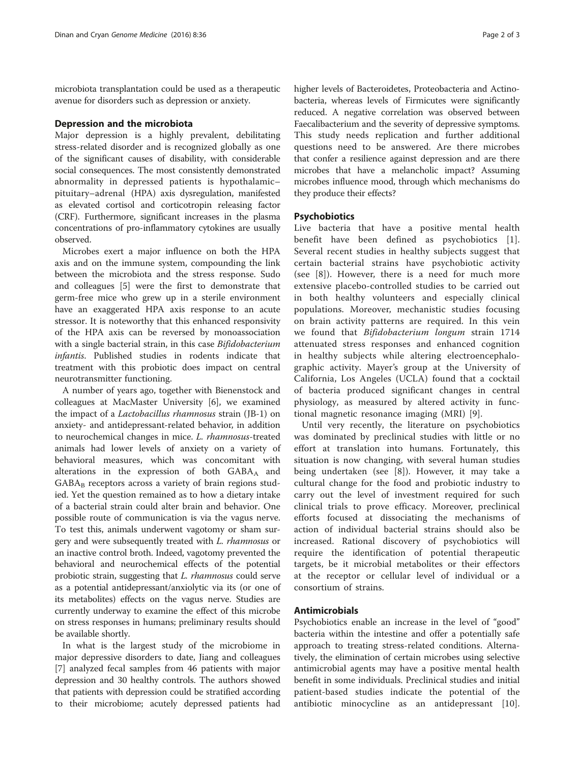microbiota transplantation could be used as a therapeutic avenue for disorders such as depression or anxiety.

## Depression and the microbiota

Major depression is a highly prevalent, debilitating stress-related disorder and is recognized globally as one of the significant causes of disability, with considerable social consequences. The most consistently demonstrated abnormality in depressed patients is hypothalamic–pituitary–adrenal (HPA) axis dysregulation, manifested as elevated cortisol and corticotropin releasing factor (CRF). Furthermore, significant increases in the plasma concentrations of pro-inflammatory cytokines are usually observed.

Microbes exert a major influence on both the HPA axis and on the immune system, compounding the link between the microbiota and the stress response. Sudo and colleagues [5] were the first to demonstrate that germ-free mice who grew up in a sterile environment have an exaggerated HPA axis response to an acute stressor. It is noteworthy that this enhanced responsivity of the HPA axis can be reversed by monoassociation with a single bacterial strain, in this case *Bifidobacterium infantis*. Published studies in rodents indicate that treatment with this probiotic does impact on central neurotransmitter functioning.

A number of years ago, together with Bienenstock and colleagues at MacMaster University [6], we examined the impact of a *Lactobacillus rhamnosus* strain (JB-1) on anxiety- and antidepressant-related behavior, in addition to neurochemical changes in mice. *L. rhamnosus*-treated animals had lower levels of anxiety on a variety of behavioral measures, which was concomitant with alterations in the expression of both $GABA_A$ and $GABA_B$ receptors across a variety of brain regions studied. Yet the question remained as to how a dietary intake of a bacterial strain could alter brain and behavior. One possible route of communication is via the vagus nerve. To test this, animals underwent vagotomy or sham surgery and were subsequently treated with *L. rhamnosus* or an inactive control broth. Indeed, vagotomy prevented the behavioral and neurochemical effects of the potential probiotic strain, suggesting that *L. rhamnosus* could serve as a potential antidepressant/anxiolytic via its (or one of its metabolites) effects on the vagus nerve. Studies are currently underway to examine the effect of this microbe on stress responses in humans; preliminary results should be available shortly.

In what is the largest study of the microbiome in major depressive disorders to date, Jiang and colleagues [7] analyzed fecal samples from 46 patients with major depression and 30 healthy controls. The authors showed that patients with depression could be stratified according to their microbiome; acutely depressed patients had higher levels of Bacteroidetes, Proteobacteria and Actinobacteria, whereas levels of Firmicutes were significantly reduced. A negative correlation was observed between Faecalibacterium and the severity of depressive symptoms. This study needs replication and further additional questions need to be answered. Are there microbes that confer a resilience against depression and are there microbes that have a melancholic impact? Assuming microbes influence mood, through which mechanisms do they produce their effects?

## Psychobiotics

Live bacteria that have a positive mental health benefit have been defined as psychobiotics [1]. Several recent studies in healthy subjects suggest that certain bacterial strains have psychobiotic activity (see [8]). However, there is a need for much more extensive placebo-controlled studies to be carried out in both healthy volunteers and especially clinical populations. Moreover, mechanistic studies focusing on brain activity patterns are required. In this vein we found that *Bifidobacterium longum* strain 1714 attenuated stress responses and enhanced cognition in healthy subjects while altering electroencephalographic activity. Mayer's group at the University of California, Los Angeles (UCLA) found that a cocktail of bacteria produced significant changes in central physiology, as measured by altered activity in functional magnetic resonance imaging (MRI) [9].

Until very recently, the literature on psychobiotics was dominated by preclinical studies with little or no effort at translation into humans. Fortunately, this situation is now changing, with several human studies being undertaken (see [8]). However, it may take a cultural change for the food and probiotic industry to carry out the level of investment required for such clinical trials to prove efficacy. Moreover, preclinical efforts focused at dissociating the mechanisms of action of individual bacterial strains should also be increased. Rational discovery of psychobiotics will require the identification of potential therapeutic targets, be it microbial metabolites or their effectors at the receptor or cellular level of individual or a consortium of strains.

## Antimicrobials

Psychobiotics enable an increase in the level of "good" bacteria within the intestine and offer a potentially safe approach to treating stress-related conditions. Alternatively, the elimination of certain microbes using selective antimicrobial agents may have a positive mental health benefit in some individuals. Preclinical studies and initial patient-based studies indicate the potential of the antibiotic minocycline as an antidepressant [10].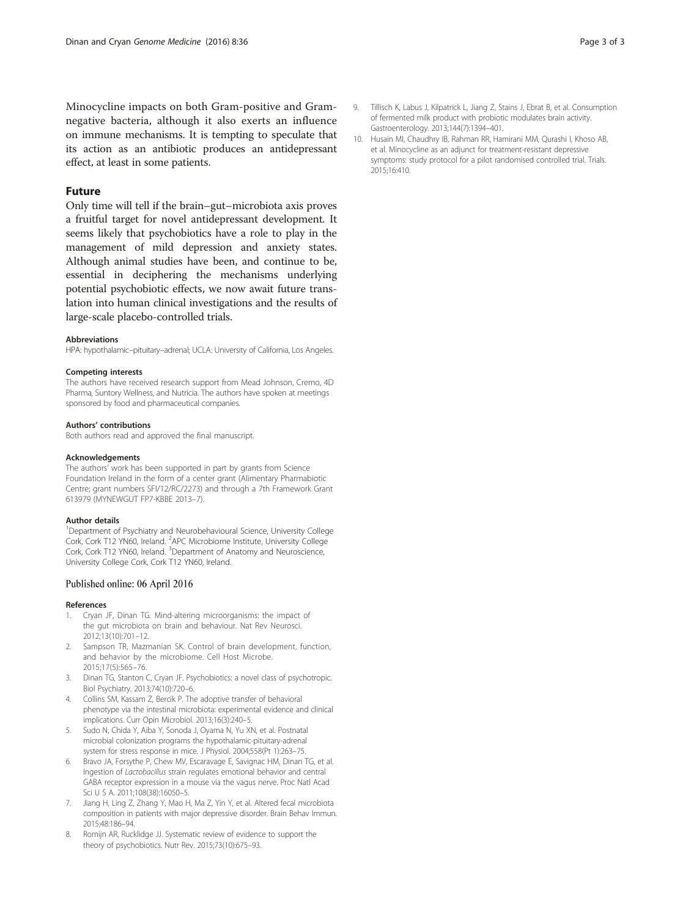Minocycline impacts on both Gram-positive and Gram-negative bacteria, although it also exerts an influence on immune mechanisms. It is tempting to speculate that its action as an antibiotic produces an antidepressant effect, at least in some patients.

## Future

Only time will tell if the brain–gut–microbiota axis proves a fruitful target for novel antidepressant development. It seems likely that psychobiotics have a role to play in the management of mild depression and anxiety states. Although animal studies have been, and continue to be, essential in deciphering the mechanisms underlying potential psychobiotic effects, we now await future translation into human clinical investigations and the results of large-scale placebo-controlled trials.

#### Abbreviations

HPA: hypothalamic–pituitary–adrenal; UCLA: University of California, Los Angeles.

#### Competing interests

The authors have received research support from Mead Johnson, Cremo, 4D Pharma, Suntory Wellness, and Nutricia. The authors have spoken at meetings sponsored by food and pharmaceutical companies.

#### Authors' contributions

Both authors read and approved the final manuscript.

#### Acknowledgements

The authors' work has been supported in part by grants from Science Foundation Ireland in the form of a center grant (Alimentary Pharmabiotic Centre; grant numbers SFI/12/RC/2273) and through a 7th Framework Grant 613979 (MYNEWGUT FP7-KBBE 2013–7).

#### Author details

[1]Department of Psychiatry and Neurobehavioural Science, University College Cork, Cork T12 YN60, Ireland. [2]APC Microbiome Institute, University College Cork, Cork T12 YN60, Ireland. [3]Department of Anatomy and Neuroscience, University College Cork, Cork T12 YN60, Ireland.

Published online: 06 April 2016

#### References

1. Cryan JF, Dinan TG. Mind-altering microorganisms: the impact of the gut microbiota on brain and behaviour. Nat Rev Neurosci. 2012;13(10):701–12.
2. Sampson TR, Mazmanian SK. Control of brain development, function, and behavior by the microbiome. Cell Host Microbe. 2015;17(5):565–76.
3. Dinan TG, Stanton C, Cryan JF. Psychobiotics: a novel class of psychotropic. Biol Psychiatry. 2013;74(10):720–6.
4. Collins SM, Kassam Z, Bercik P. The adoptive transfer of behavioral phenotype via the intestinal microbiota: experimental evidence and clinical implications. Curr Opin Microbiol. 2013;16(3):240–5.
5. Sudo N, Chida Y, Aiba Y, Sonoda J, Oyama N, Yu XN, et al. Postnatal microbial colonization programs the hypothalamic-pituitary-adrenal system for stress response in mice. J Physiol. 2004;558(Pt 1):263–75.
6. Bravo JA, Forsythe P, Chew MV, Escaravage E, Savignac HM, Dinan TG, et al. Ingestion of *Lactobacillus* strain regulates emotional behavior and central GABA receptor expression in a mouse via the vagus nerve. Proc Natl Acad Sci U S A. 2011;108(38):16050–5.
7. Jiang H, Ling Z, Zhang Y, Mao H, Ma Z, Yin Y, et al. Altered fecal microbiota composition in patients with major depressive disorder. Brain Behav Immun. 2015;48:186–94.
8. Romijn AR, Rucklidge JJ. Systematic review of evidence to support the theory of psychobiotics. Nutr Rev. 2015;73(10):675–93.
9. Tillisch K, Labus J, Kilpatrick L, Jiang Z, Stains J, Ebrat B, et al. Consumption of fermented milk product with probiotic modulates brain activity. Gastroenterology. 2013;144(7):1394–401.
10. Husain MI, Chaudhry IB, Rahman RR, Hamirani MM, Qurashi I, Khoso AB, et al. Minocycline as an adjunct for treatment-resistant depressive symptoms: study protocol for a pilot randomised controlled trial. Trials. 2015;16:410.